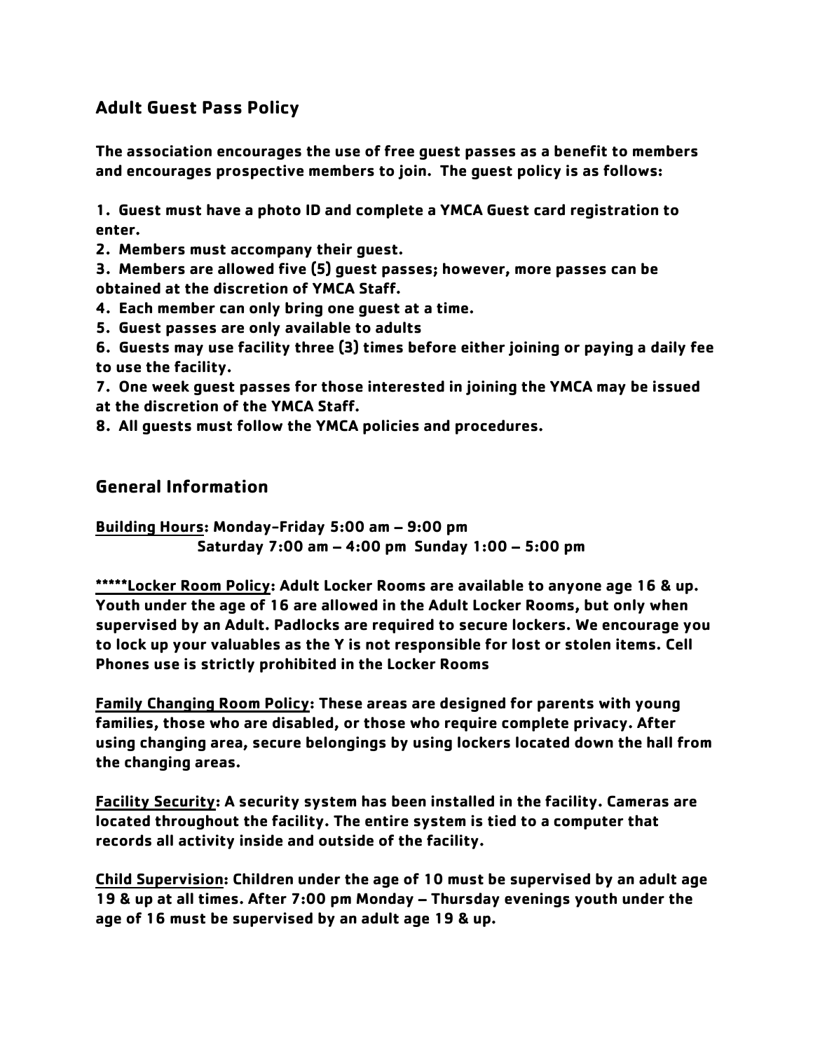## Adult Guest Pass Policy

**The association encourages the use of free guest passes as a benefit to members and encourages prospective members to join. The guest policy is as follows:**

**1. Guest must have a photo ID and complete a YMCA Guest card registration to enter.**
**2. Members must accompany their guest.**
**3. Members are allowed five (5) guest passes; however, more passes can be obtained at the discretion of YMCA Staff.**
**4. Each member can only bring one guest at a time.**
**5. Guest passes are only available to adults**
**6. Guests may use facility three (3) times before either joining or paying a daily fee to use the facility.**
**7. One week guest passes for those interested in joining the YMCA may be issued at the discretion of the YMCA Staff.**
**8. All guests must follow the YMCA policies and procedures.**

## General Information

**Building Hours: Monday-Friday 5:00 am – 9:00 pm**
**Saturday 7:00 am – 4:00 pm Sunday 1:00 – 5:00 pm**

**\*\*\*\*\*Locker Room Policy: Adult Locker Rooms are available to anyone age 16 & up. Youth under the age of 16 are allowed in the Adult Locker Rooms, but only when supervised by an Adult. Padlocks are required to secure lockers. We encourage you to lock up your valuables as the Y is not responsible for lost or stolen items. Cell Phones use is strictly prohibited in the Locker Rooms**

**Family Changing Room Policy: These areas are designed for parents with young families, those who are disabled, or those who require complete privacy. After using changing area, secure belongings by using lockers located down the hall from the changing areas.**

**Facility Security: A security system has been installed in the facility. Cameras are located throughout the facility. The entire system is tied to a computer that records all activity inside and outside of the facility.**

**Child Supervision: Children under the age of 10 must be supervised by an adult age 19 & up at all times. After 7:00 pm Monday – Thursday evenings youth under the age of 16 must be supervised by an adult age 19 & up.**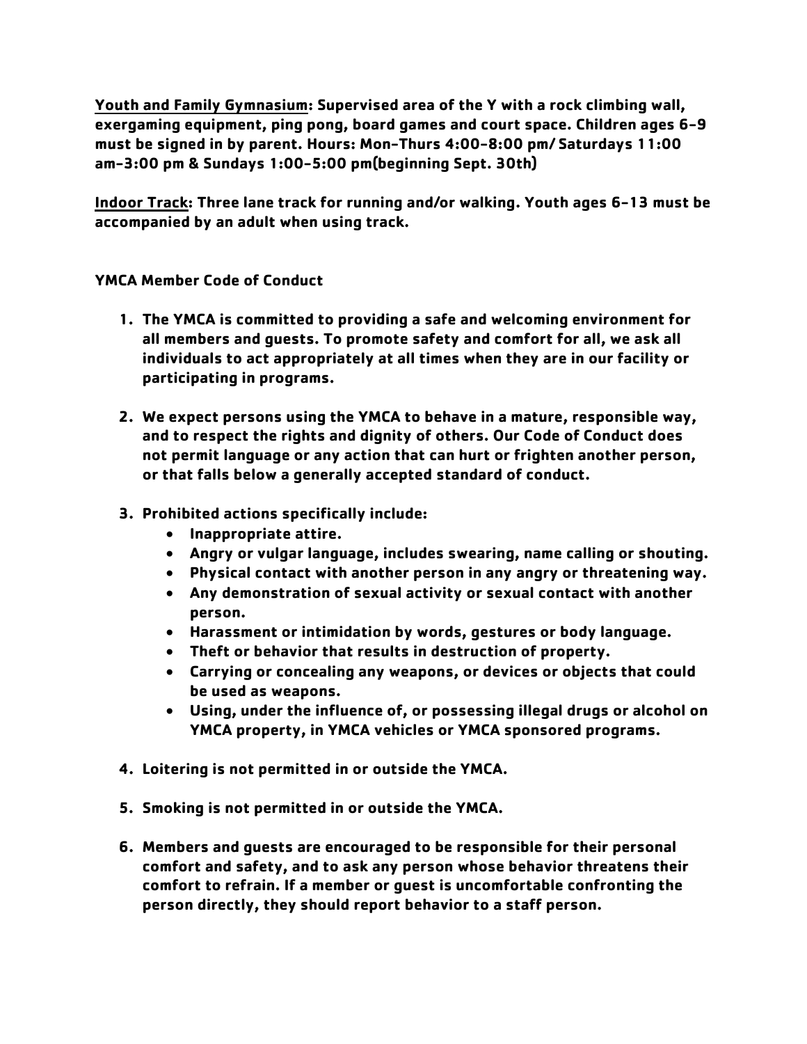**<u>Youth and Family Gymnasium</u>: Supervised area of the Y with a rock climbing wall, exergaming equipment, ping pong, board games and court space. Children ages 6-9 must be signed in by parent. Hours: Mon-Thurs 4:00-8:00 pm/ Saturdays 11:00 am-3:00 pm & Sundays 1:00-5:00 pm(beginning Sept. 30th)**

**<u>Indoor Track</u>: Three lane track for running and/or walking. Youth ages 6-13 must be accompanied by an adult when using track.**

**YMCA Member Code of Conduct**

1. **The YMCA is committed to providing a safe and welcoming environment for all members and guests. To promote safety and comfort for all, we ask all individuals to act appropriately at all times when they are in our facility or participating in programs.**

2. **We expect persons using the YMCA to behave in a mature, responsible way, and to respect the rights and dignity of others. Our Code of Conduct does not permit language or any action that can hurt or frighten another person, or that falls below a generally accepted standard of conduct.**

3. **Prohibited actions specifically include:**
   - **Inappropriate attire.**
   - **Angry or vulgar language, includes swearing, name calling or shouting.**
   - **Physical contact with another person in any angry or threatening way.**
   - **Any demonstration of sexual activity or sexual contact with another person.**
   - **Harassment or intimidation by words, gestures or body language.**
   - **Theft or behavior that results in destruction of property.**
   - **Carrying or concealing any weapons, or devices or objects that could be used as weapons.**
   - **Using, under the influence of, or possessing illegal drugs or alcohol on YMCA property, in YMCA vehicles or YMCA sponsored programs.**

4. **Loitering is not permitted in or outside the YMCA.**

5. **Smoking is not permitted in or outside the YMCA.**

6. **Members and guests are encouraged to be responsible for their personal comfort and safety, and to ask any person whose behavior threatens their comfort to refrain. If a member or guest is uncomfortable confronting the person directly, they should report behavior to a staff person.**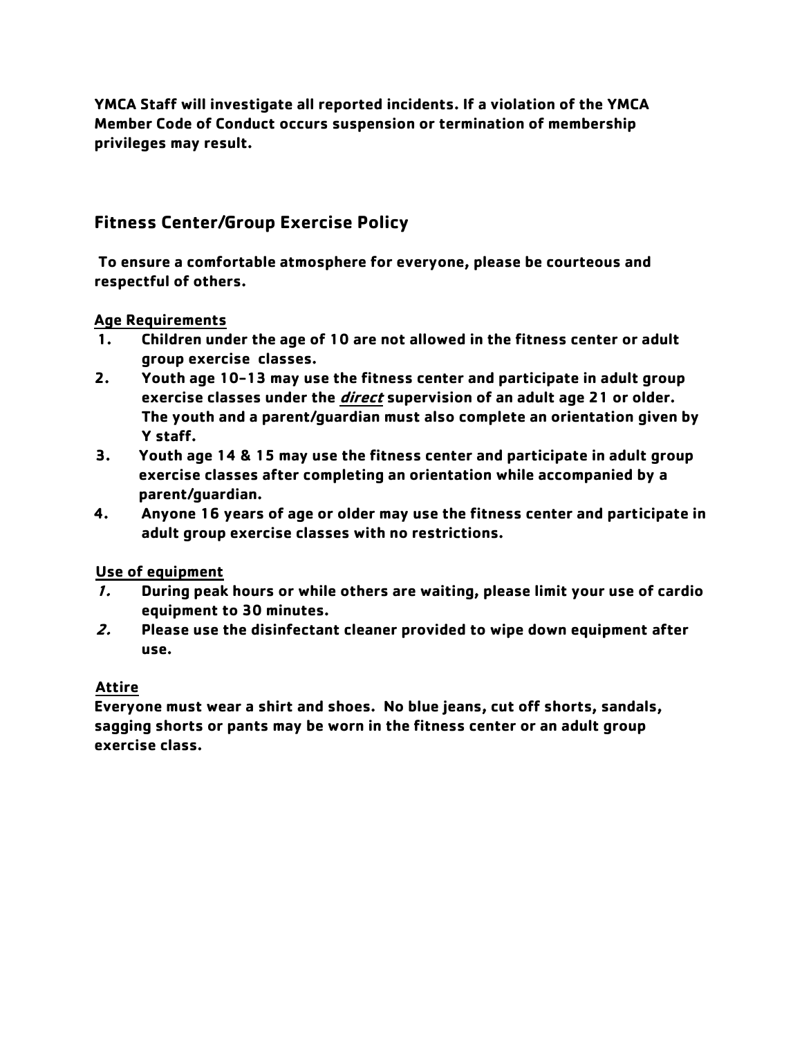**YMCA Staff will investigate all reported incidents. If a violation of the YMCA Member Code of Conduct occurs suspension or termination of membership privileges may result.**

## Fitness Center/Group Exercise Policy

**To ensure a comfortable atmosphere for everyone, please be courteous and respectful of others.**

**Age Requirements**

1. **Children under the age of 10 are not allowed in the fitness center or adult group exercise classes.**
2. **Youth age 10-13 may use the fitness center and participate in adult group exercise classes under the *direct* supervision of an adult age 21 or older. The youth and a parent/guardian must also complete an orientation given by Y staff.**
3. **Youth age 14 & 15 may use the fitness center and participate in adult group exercise classes after completing an orientation while accompanied by a parent/guardian.**
4. **Anyone 16 years of age or older may use the fitness center and participate in adult group exercise classes with no restrictions.**

**Use of equipment**

1. **During peak hours or while others are waiting, please limit your use of cardio equipment to 30 minutes.**
2. **Please use the disinfectant cleaner provided to wipe down equipment after use.**

**Attire**

**Everyone must wear a shirt and shoes. No blue jeans, cut off shorts, sandals, sagging shorts or pants may be worn in the fitness center or an adult group exercise class.**